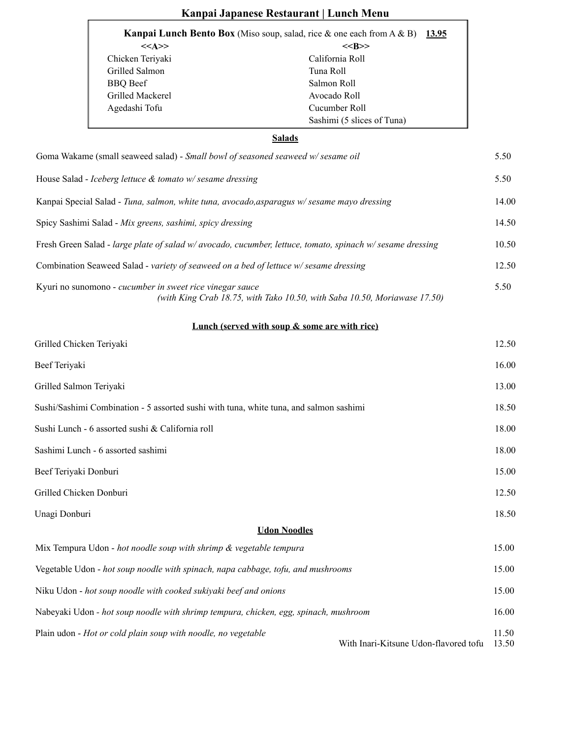# Kanpai Japanese Restaurant | Lunch Menu

**Kanpai Lunch Bento Box** (Miso soup, salad, rice & one each from A & B) **13.95**

| <<A>> | <<B>> |
|---|---|
| Chicken Teriyaki | California Roll |
| Grilled Salmon | Tuna Roll |
| BBQ Beef | Salmon Roll |
| Grilled Mackerel | Avocado Roll |
| Agedashi Tofu | Cucumber Roll |
| | Sashimi (5 slices of Tuna) |

## Salads

| Item | Price |
|---|---|
| Goma Wakame (small seaweed salad) - *Small bowl of seasoned seaweed w/ sesame oil* | 5.50 |
| House Salad - *Iceberg lettuce & tomato w/ sesame dressing* | 5.50 |
| Kanpai Special Salad - *Tuna, salmon, white tuna, avocado,asparagus w/ sesame mayo dressing* | 14.00 |
| Spicy Sashimi Salad - *Mix greens, sashimi, spicy dressing* | 14.50 |
| Fresh Green Salad - *large plate of salad w/ avocado, cucumber, lettuce, tomato, spinach w/ sesame dressing* | 10.50 |
| Combination Seaweed Salad - *variety of seaweed on a bed of lettuce w/ sesame dressing* | 12.50 |
| Kyuri no sunomono - *cucumber in sweet rice vinegar sauce* *(with King Crab 18.75, with Tako 10.50, with Saba 10.50, Moriawase 17.50)* | 5.50 |

## Lunch (served with soup & some are with rice)

| Item | Price |
|---|---|
| Grilled Chicken Teriyaki | 12.50 |
| Beef Teriyaki | 16.00 |
| Grilled Salmon Teriyaki | 13.00 |
| Sushi/Sashimi Combination - 5 assorted sushi with tuna, white tuna, and salmon sashimi | 18.50 |
| Sushi Lunch - 6 assorted sushi & California roll | 18.00 |
| Sashimi Lunch - 6 assorted sashimi | 18.00 |
| Beef Teriyaki Donburi | 15.00 |
| Grilled Chicken Donburi | 12.50 |
| Unagi Donburi | 18.50 |

## Udon Noodles

| Item | Price |
|---|---|
| Mix Tempura Udon - *hot noodle soup with shrimp & vegetable tempura* | 15.00 |
| Vegetable Udon - *hot soup noodle with spinach, napa cabbage, tofu, and mushrooms* | 15.00 |
| Niku Udon - *hot soup noodle with cooked sukiyaki beef and onions* | 15.00 |
| Nabeyaki Udon - *hot soup noodle with shrimp tempura, chicken, egg, spinach, mushroom* | 16.00 |
| Plain udon - *Hot or cold plain soup with noodle, no vegetable* | 11.50 |
| With Inari-Kitsune Udon-flavored tofu | 13.50 |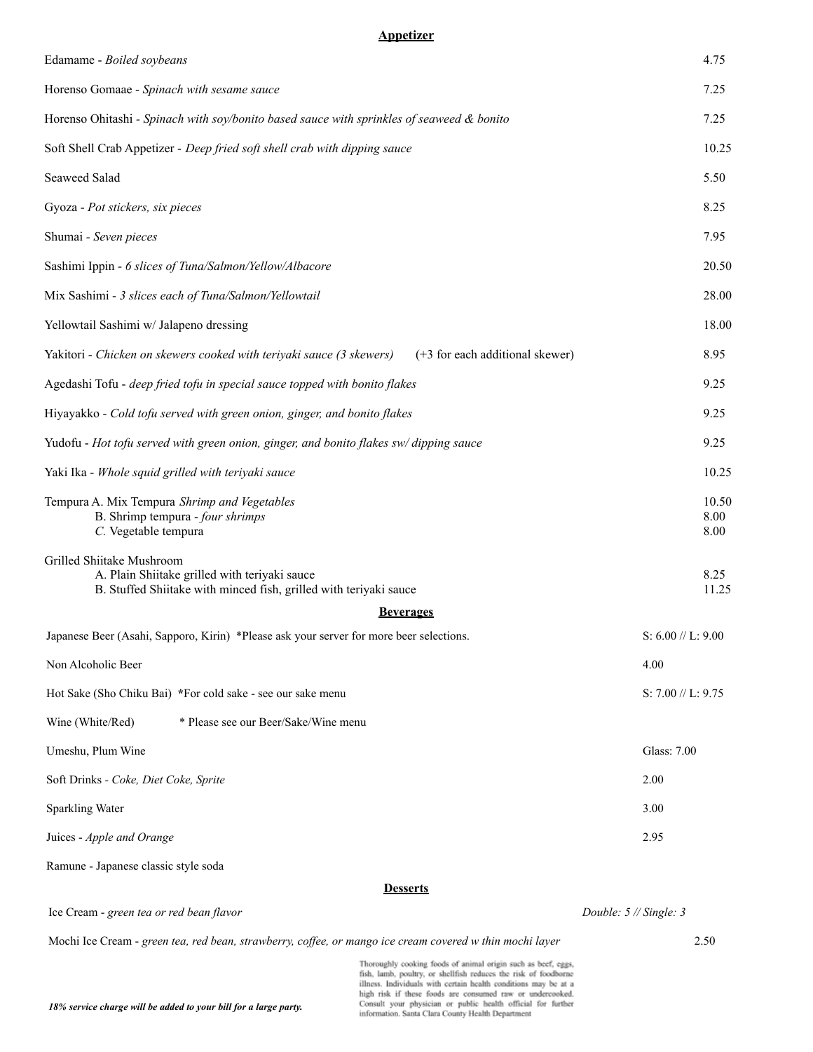## Appetizer

| | |
|---|---|
| Edamame - *Boiled soybeans* | 4.75 |
| Horenso Gomaae - *Spinach with sesame sauce* | 7.25 |
| Horenso Ohitashi - *Spinach with soy/bonito based sauce with sprinkles of seaweed & bonito* | 7.25 |
| Soft Shell Crab Appetizer - *Deep fried soft shell crab with dipping sauce* | 10.25 |
| Seaweed Salad | 5.50 |
| Gyoza - *Pot stickers, six pieces* | 8.25 |
| Shumai - *Seven pieces* | 7.95 |
| Sashimi Ippin - *6 slices of Tuna/Salmon/Yellow/Albacore* | 20.50 |
| Mix Sashimi - *3 slices each of Tuna/Salmon/Yellowtail* | 28.00 |
| Yellowtail Sashimi w/ Jalapeno dressing | 18.00 |
| Yakitori - *Chicken on skewers cooked with teriyaki sauce (3 skewers)* (+3 for each additional skewer) | 8.95 |
| Agedashi Tofu - *deep fried tofu in special sauce topped with bonito flakes* | 9.25 |
| Hiyayakko - *Cold tofu served with green onion, ginger, and bonito flakes* | 9.25 |
| Yudofu - *Hot tofu served with green onion, ginger, and bonito flakes sw/ dipping sauce* | 9.25 |
| Yaki Ika - *Whole squid grilled with teriyaki sauce* | 10.25 |
| Tempura A. Mix Tempura *Shrimp and Vegetables* | 10.50 |
| B. Shrimp tempura - *four shrimps* | 8.00 |
| *C.* Vegetable tempura | 8.00 |
| Grilled Shiitake Mushroom | |
| A. Plain Shiitake grilled with teriyaki sauce | 8.25 |
| B. Stuffed Shiitake with minced fish, grilled with teriyaki sauce | 11.25 |

## Beverages

| | |
|---|---|
| Japanese Beer (Asahi, Sapporo, Kirin) *Please ask your server for more beer selections. | S: 6.00 // L: 9.00 |
| Non Alcoholic Beer | 4.00 |
| Hot Sake (Sho Chiku Bai) **\***For cold sake - see our sake menu | S: 7.00 // L: 9.75 |
| Wine (White/Red) * Please see our Beer/Sake/Wine menu | |
| Umeshu, Plum Wine | Glass: 7.00 |
| Soft Drinks - *Coke, Diet Coke, Sprite* | 2.00 |
| Sparkling Water | 3.00 |
| Juices - *Apple and Orange* | 2.95 |
| Ramune - Japanese classic style soda | |

## Desserts

| | |
|---|---|
| Ice Cream - *green tea or red bean flavor* | *Double: 5 // Single: 3* |
| Mochi Ice Cream - *green tea, red bean, strawberry, coffee, or mango ice cream covered w thin mochi layer* | 2.50 |

***18% service charge will be added to your bill for a large party.***

Thoroughly cooking foods of animal origin such as beef, eggs, fish, lamb, poultry, or shellfish reduces the risk of foodborne illness. Individuals with certain health conditions may be at a high risk if these foods are consumed raw or undercooked. Consult your physician or public health official for further information. Santa Clara County Health Department